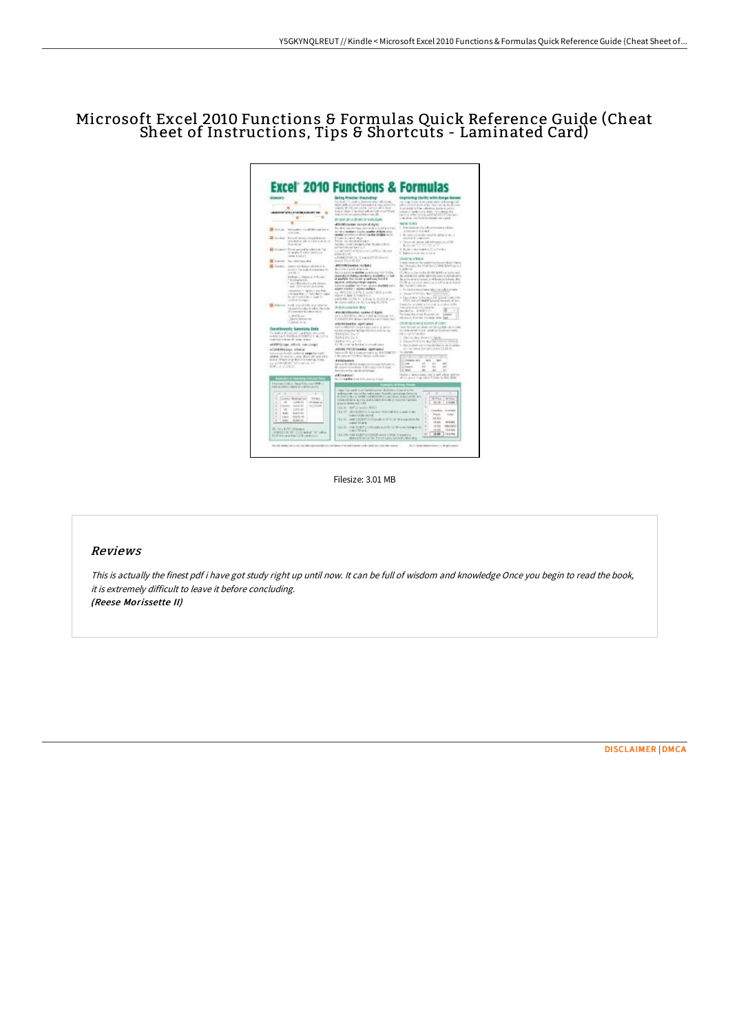# Microsoft Excel 2010 Functions & Formulas Quick Reference Guide (Cheat Sheet of Instructions, Tips & Shortcuts - Laminated Card)

Filesize: 3.01 MB

## Reviews

*This is actually the finest pdf i have got study right up until now. It can be full of wisdom and knowledge Once you begin to read the book, it is extremely difficult to leave it before concluding.*
***(Reese Morissette II)***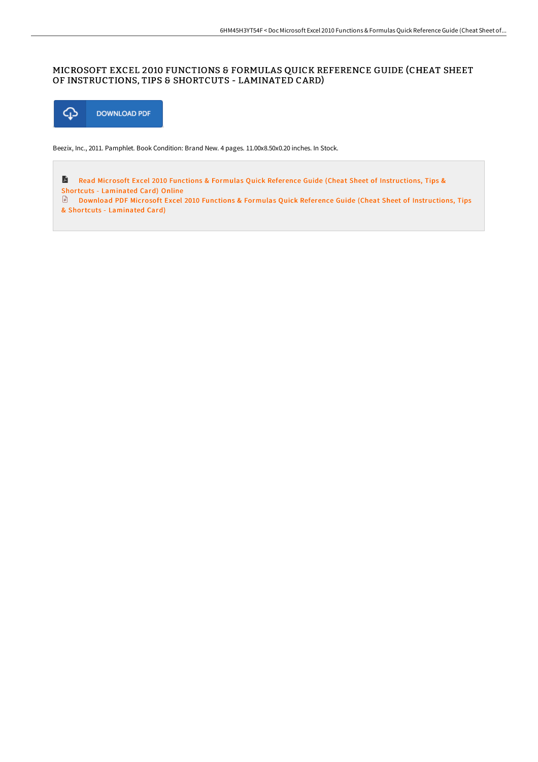# MICROSOFT EXCEL 2010 FUNCTIONS & FORMULAS QUICK REFERENCE GUIDE (CHEAT SHEET OF INSTRUCTIONS, TIPS & SHORTCUTS - LAMINATED CARD)

DOWNLOAD PDF

Beezix, Inc., 2011. Pamphlet. Book Condition: Brand New. 4 pages. 11.00x8.50x0.20 inches. In Stock.

Read Microsoft Excel 2010 Functions & Formulas Quick Reference Guide (Cheat Sheet of Instructions, Tips & Shortcuts - Laminated Card) Online

Download PDF Microsoft Excel 2010 Functions & Formulas Quick Reference Guide (Cheat Sheet of Instructions, Tips & Shortcuts - Laminated Card)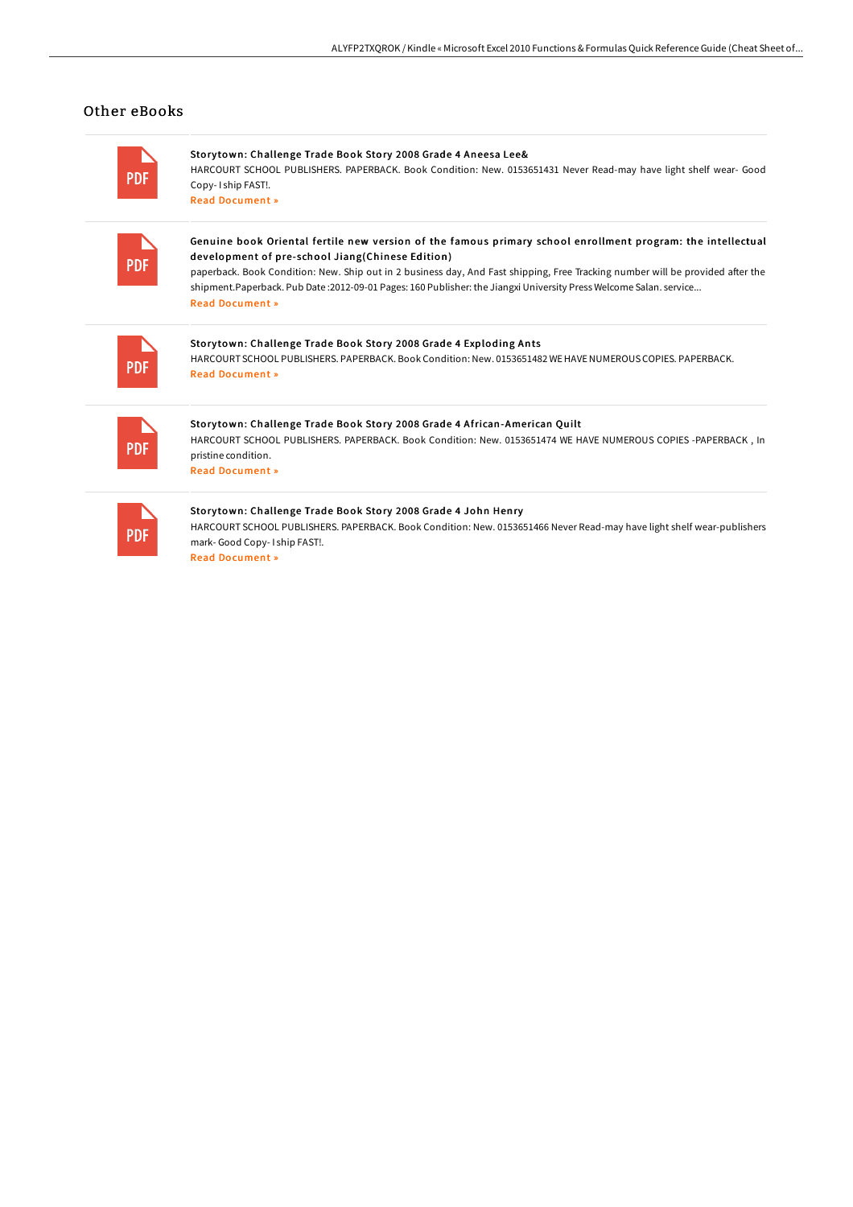## Other eBooks

**Storytown: Challenge Trade Book Story 2008 Grade 4 Aneesa Lee&**

HARCOURT SCHOOL PUBLISHERS. PAPERBACK. Book Condition: New. 0153651431 Never Read-may have light shelf wear- Good Copy- I ship FAST!.

Read Document »

**Genuine book Oriental fertile new version of the famous primary school enrollment program: the intellectual development of pre-school Jiang(Chinese Edition)**

paperback. Book Condition: New. Ship out in 2 business day, And Fast shipping, Free Tracking number will be provided after the shipment.Paperback. Pub Date :2012-09-01 Pages: 160 Publisher: the Jiangxi University Press Welcome Salan. service...

Read Document »

**Storytown: Challenge Trade Book Story 2008 Grade 4 Exploding Ants**

HARCOURT SCHOOL PUBLISHERS. PAPERBACK. Book Condition: New. 0153651482 WE HAVE NUMEROUS COPIES. PAPERBACK.

Read Document »

**Storytown: Challenge Trade Book Story 2008 Grade 4 African-American Quilt**

HARCOURT SCHOOL PUBLISHERS. PAPERBACK. Book Condition: New. 0153651474 WE HAVE NUMEROUS COPIES -PAPERBACK , In pristine condition.

Read Document »

**Storytown: Challenge Trade Book Story 2008 Grade 4 John Henry**

HARCOURT SCHOOL PUBLISHERS. PAPERBACK. Book Condition: New. 0153651466 Never Read-may have light shelf wear-publishers mark- Good Copy- I ship FAST!.

Read Document »